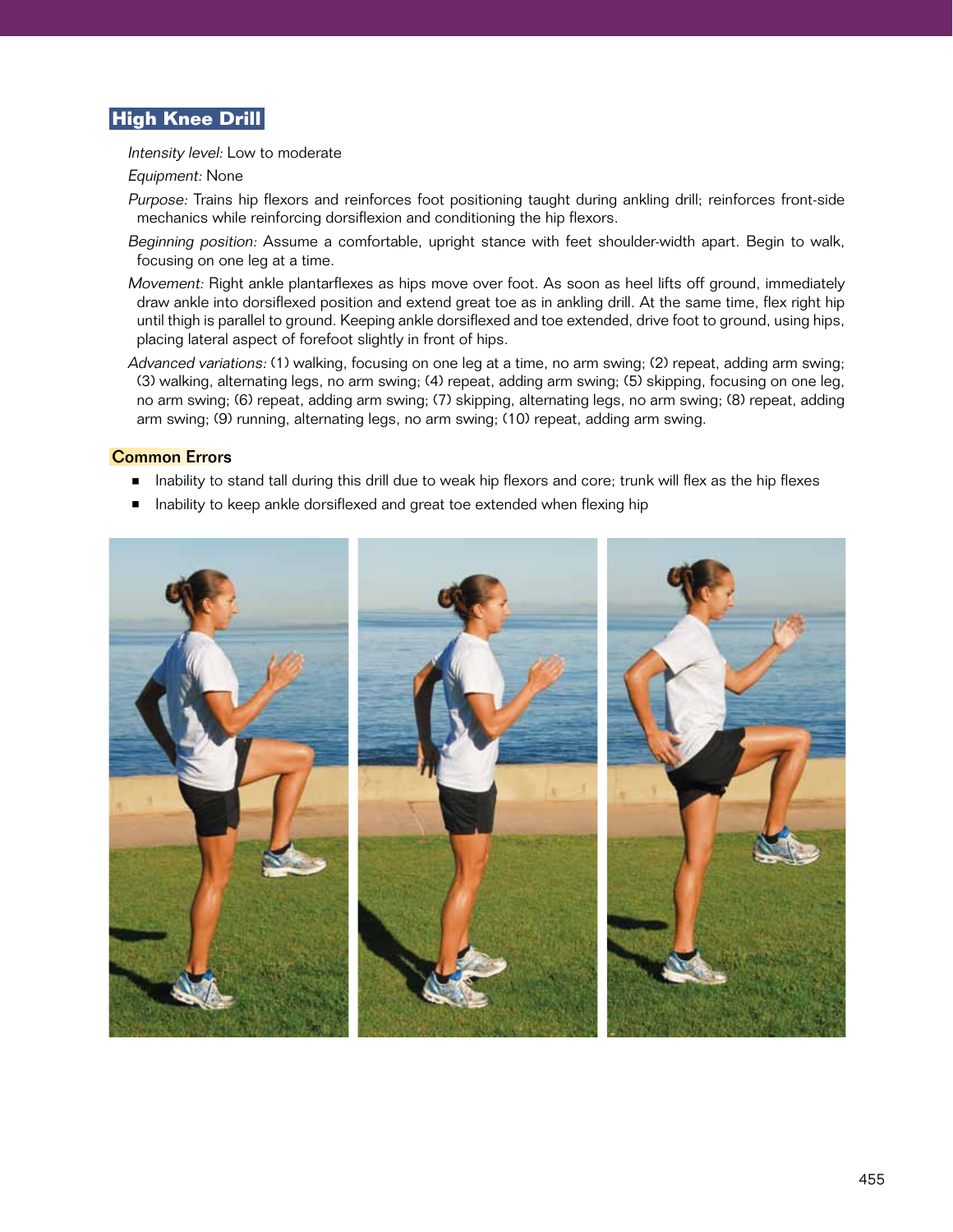## High Knee Drill

*Intensity level:* Low to moderate

*Equipment:* None

*Purpose:* Trains hip flexors and reinforces foot positioning taught during ankling drill; reinforces front-side mechanics while reinforcing dorsiflexion and conditioning the hip flexors.

*Beginning position:* Assume a comfortable, upright stance with feet shoulder-width apart. Begin to walk, focusing on one leg at a time.

*Movement:* Right ankle plantarflexes as hips move over foot. As soon as heel lifts off ground, immediately draw ankle into dorsiflexed position and extend great toe as in ankling drill. At the same time, flex right hip until thigh is parallel to ground. Keeping ankle dorsiflexed and toe extended, drive foot to ground, using hips, placing lateral aspect of forefoot slightly in front of hips.

*Advanced variations:* (1) walking, focusing on one leg at a time, no arm swing; (2) repeat, adding arm swing; (3) walking, alternating legs, no arm swing; (4) repeat, adding arm swing; (5) skipping, focusing on one leg, no arm swing; (6) repeat, adding arm swing; (7) skipping, alternating legs, no arm swing; (8) repeat, adding arm swing; (9) running, alternating legs, no arm swing; (10) repeat, adding arm swing.

### Common Errors

- Inability to stand tall during this drill due to weak hip flexors and core; trunk will flex as the hip flexes
- Inability to keep ankle dorsiflexed and great toe extended when flexing hip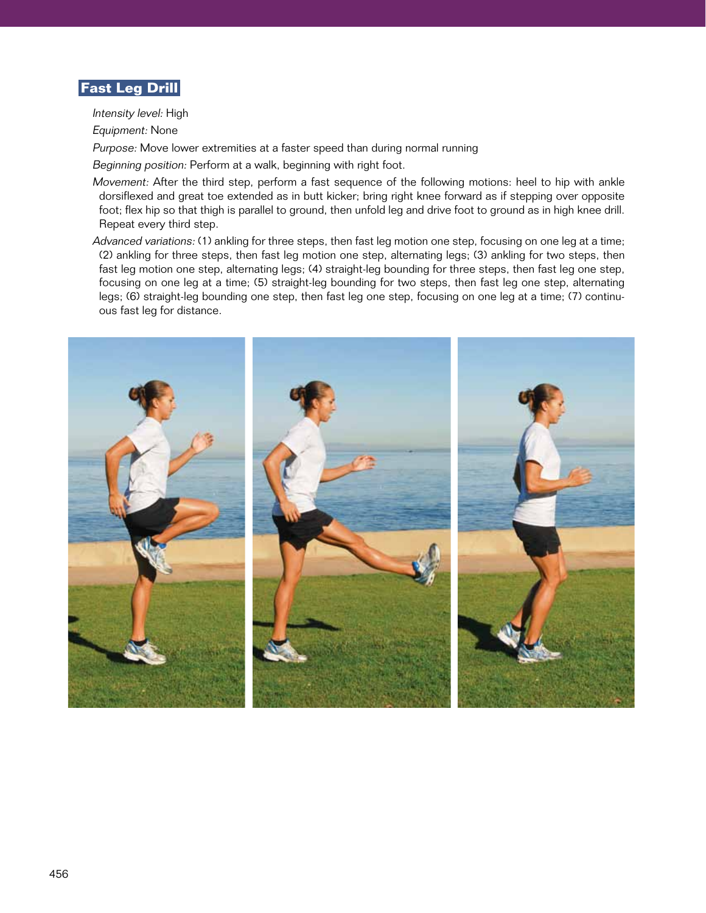## Fast Leg Drill

*Intensity level:* High

*Equipment:* None

*Purpose:* Move lower extremities at a faster speed than during normal running

*Beginning position:* Perform at a walk, beginning with right foot.

*Movement:* After the third step, perform a fast sequence of the following motions: heel to hip with ankle dorsiflexed and great toe extended as in butt kicker; bring right knee forward as if stepping over opposite foot; flex hip so that thigh is parallel to ground, then unfold leg and drive foot to ground as in high knee drill. Repeat every third step.

*Advanced variations:* (1) ankling for three steps, then fast leg motion one step, focusing on one leg at a time; (2) ankling for three steps, then fast leg motion one step, alternating legs; (3) ankling for two steps, then fast leg motion one step, alternating legs; (4) straight-leg bounding for three steps, then fast leg one step, focusing on one leg at a time; (5) straight-leg bounding for two steps, then fast leg one step, alternating legs; (6) straight-leg bounding one step, then fast leg one step, focusing on one leg at a time; (7) continuous fast leg for distance.